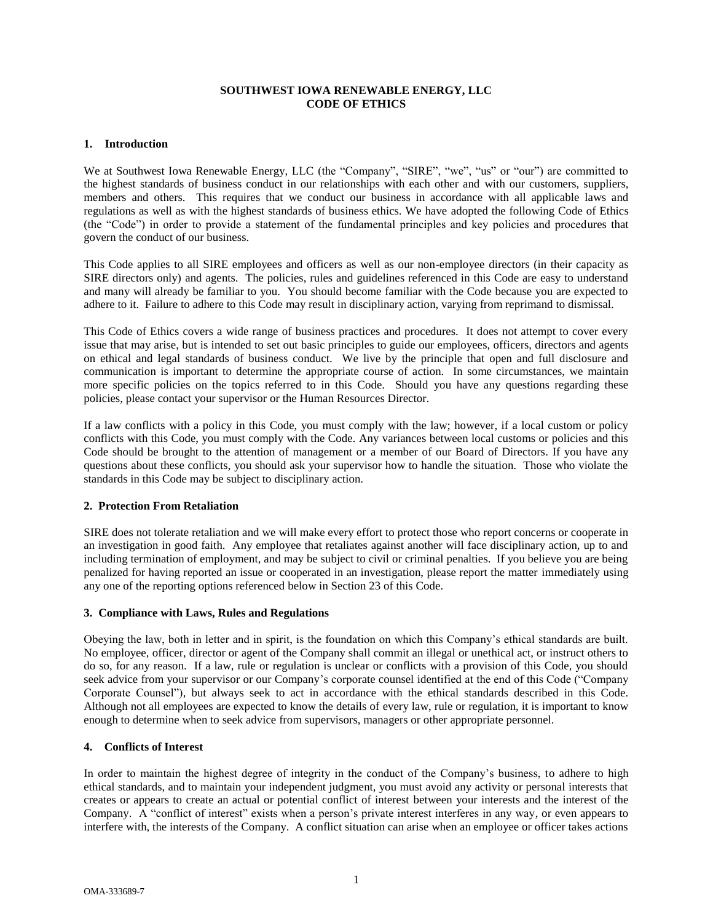# SOUTHWEST IOWA RENEWABLE ENERGY, LLC
# CODE OF ETHICS

## 1. Introduction

We at Southwest Iowa Renewable Energy, LLC (the "Company", "SIRE", "we", "us" or "our") are committed to the highest standards of business conduct in our relationships with each other and with our customers, suppliers, members and others. This requires that we conduct our business in accordance with all applicable laws and regulations as well as with the highest standards of business ethics. We have adopted the following Code of Ethics (the "Code") in order to provide a statement of the fundamental principles and key policies and procedures that govern the conduct of our business.

This Code applies to all SIRE employees and officers as well as our non-employee directors (in their capacity as SIRE directors only) and agents. The policies, rules and guidelines referenced in this Code are easy to understand and many will already be familiar to you. You should become familiar with the Code because you are expected to adhere to it. Failure to adhere to this Code may result in disciplinary action, varying from reprimand to dismissal.

This Code of Ethics covers a wide range of business practices and procedures. It does not attempt to cover every issue that may arise, but is intended to set out basic principles to guide our employees, officers, directors and agents on ethical and legal standards of business conduct. We live by the principle that open and full disclosure and communication is important to determine the appropriate course of action. In some circumstances, we maintain more specific policies on the topics referred to in this Code. Should you have any questions regarding these policies, please contact your supervisor or the Human Resources Director.

If a law conflicts with a policy in this Code, you must comply with the law; however, if a local custom or policy conflicts with this Code, you must comply with the Code. Any variances between local customs or policies and this Code should be brought to the attention of management or a member of our Board of Directors. If you have any questions about these conflicts, you should ask your supervisor how to handle the situation. Those who violate the standards in this Code may be subject to disciplinary action.

## 2. Protection From Retaliation

SIRE does not tolerate retaliation and we will make every effort to protect those who report concerns or cooperate in an investigation in good faith. Any employee that retaliates against another will face disciplinary action, up to and including termination of employment, and may be subject to civil or criminal penalties. If you believe you are being penalized for having reported an issue or cooperated in an investigation, please report the matter immediately using any one of the reporting options referenced below in Section 23 of this Code.

## 3. Compliance with Laws, Rules and Regulations

Obeying the law, both in letter and in spirit, is the foundation on which this Company's ethical standards are built. No employee, officer, director or agent of the Company shall commit an illegal or unethical act, or instruct others to do so, for any reason. If a law, rule or regulation is unclear or conflicts with a provision of this Code, you should seek advice from your supervisor or our Company's corporate counsel identified at the end of this Code ("Company Corporate Counsel"), but always seek to act in accordance with the ethical standards described in this Code. Although not all employees are expected to know the details of every law, rule or regulation, it is important to know enough to determine when to seek advice from supervisors, managers or other appropriate personnel.

## 4. Conflicts of Interest

In order to maintain the highest degree of integrity in the conduct of the Company's business, to adhere to high ethical standards, and to maintain your independent judgment, you must avoid any activity or personal interests that creates or appears to create an actual or potential conflict of interest between your interests and the interest of the Company. A "conflict of interest" exists when a person's private interest interferes in any way, or even appears to interfere with, the interests of the Company. A conflict situation can arise when an employee or officer takes actions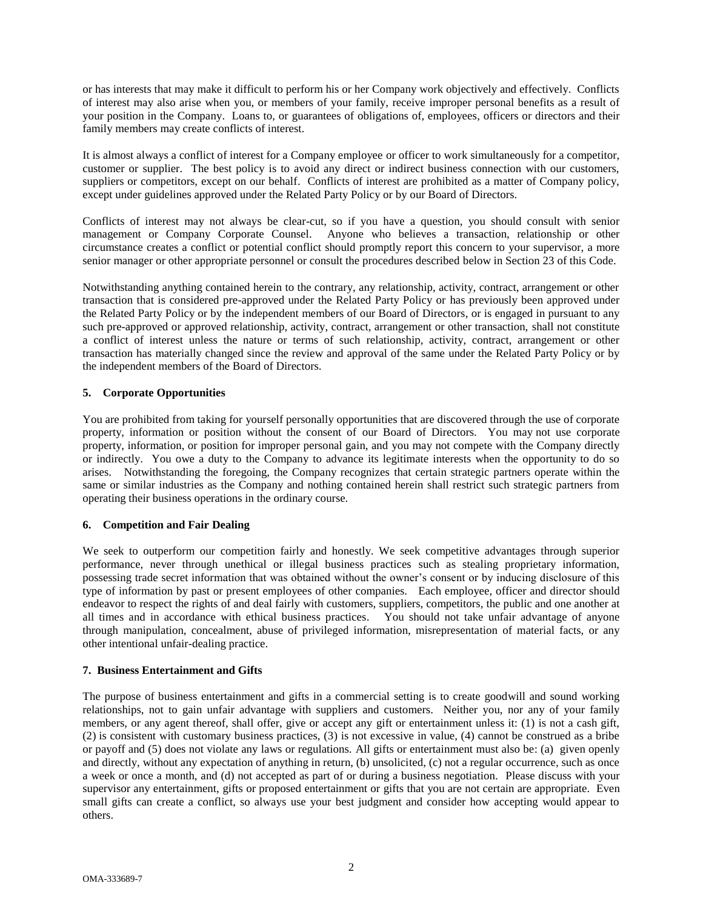or has interests that may make it difficult to perform his or her Company work objectively and effectively. Conflicts of interest may also arise when you, or members of your family, receive improper personal benefits as a result of your position in the Company. Loans to, or guarantees of obligations of, employees, officers or directors and their family members may create conflicts of interest.

It is almost always a conflict of interest for a Company employee or officer to work simultaneously for a competitor, customer or supplier. The best policy is to avoid any direct or indirect business connection with our customers, suppliers or competitors, except on our behalf. Conflicts of interest are prohibited as a matter of Company policy, except under guidelines approved under the Related Party Policy or by our Board of Directors.

Conflicts of interest may not always be clear-cut, so if you have a question, you should consult with senior management or Company Corporate Counsel. Anyone who believes a transaction, relationship or other circumstance creates a conflict or potential conflict should promptly report this concern to your supervisor, a more senior manager or other appropriate personnel or consult the procedures described below in Section 23 of this Code.

Notwithstanding anything contained herein to the contrary, any relationship, activity, contract, arrangement or other transaction that is considered pre-approved under the Related Party Policy or has previously been approved under the Related Party Policy or by the independent members of our Board of Directors, or is engaged in pursuant to any such pre-approved or approved relationship, activity, contract, arrangement or other transaction, shall not constitute a conflict of interest unless the nature or terms of such relationship, activity, contract, arrangement or other transaction has materially changed since the review and approval of the same under the Related Party Policy or by the independent members of the Board of Directors.

**5. Corporate Opportunities**

You are prohibited from taking for yourself personally opportunities that are discovered through the use of corporate property, information or position without the consent of our Board of Directors. You may not use corporate property, information, or position for improper personal gain, and you may not compete with the Company directly or indirectly. You owe a duty to the Company to advance its legitimate interests when the opportunity to do so arises. Notwithstanding the foregoing, the Company recognizes that certain strategic partners operate within the same or similar industries as the Company and nothing contained herein shall restrict such strategic partners from operating their business operations in the ordinary course.

**6. Competition and Fair Dealing**

We seek to outperform our competition fairly and honestly. We seek competitive advantages through superior performance, never through unethical or illegal business practices such as stealing proprietary information, possessing trade secret information that was obtained without the owner's consent or by inducing disclosure of this type of information by past or present employees of other companies. Each employee, officer and director should endeavor to respect the rights of and deal fairly with customers, suppliers, competitors, the public and one another at all times and in accordance with ethical business practices. You should not take unfair advantage of anyone through manipulation, concealment, abuse of privileged information, misrepresentation of material facts, or any other intentional unfair-dealing practice.

**7. Business Entertainment and Gifts**

The purpose of business entertainment and gifts in a commercial setting is to create goodwill and sound working relationships, not to gain unfair advantage with suppliers and customers. Neither you, nor any of your family members, or any agent thereof, shall offer, give or accept any gift or entertainment unless it: (1) is not a cash gift, (2) is consistent with customary business practices, (3) is not excessive in value, (4) cannot be construed as a bribe or payoff and (5) does not violate any laws or regulations. All gifts or entertainment must also be: (a) given openly and directly, without any expectation of anything in return, (b) unsolicited, (c) not a regular occurrence, such as once a week or once a month, and (d) not accepted as part of or during a business negotiation. Please discuss with your supervisor any entertainment, gifts or proposed entertainment or gifts that you are not certain are appropriate. Even small gifts can create a conflict, so always use your best judgment and consider how accepting would appear to others.

OMA-333689-7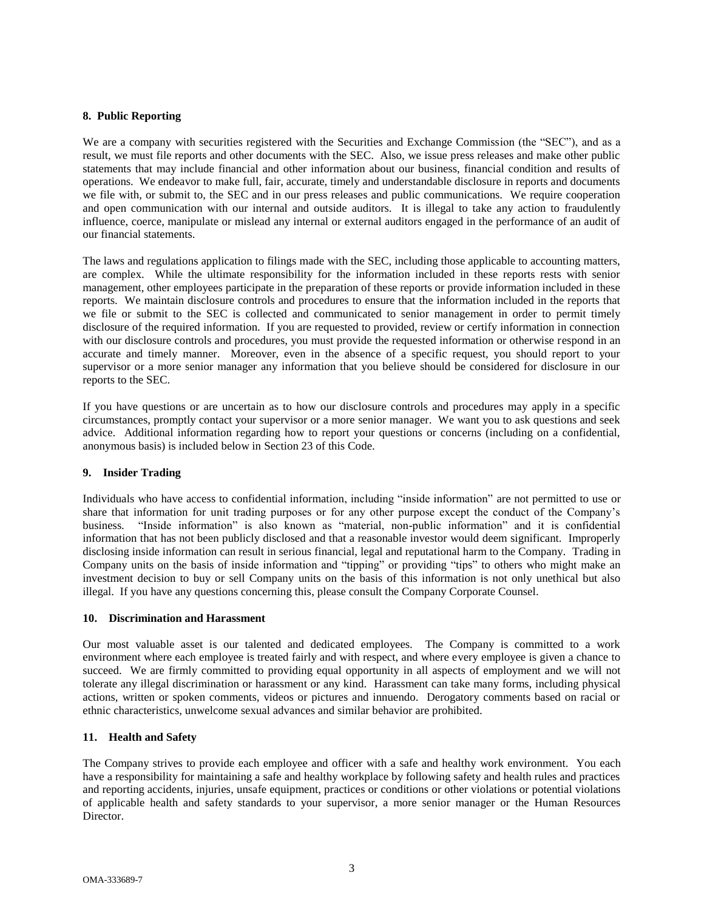**8. Public Reporting**

We are a company with securities registered with the Securities and Exchange Commission (the "SEC"), and as a result, we must file reports and other documents with the SEC. Also, we issue press releases and make other public statements that may include financial and other information about our business, financial condition and results of operations. We endeavor to make full, fair, accurate, timely and understandable disclosure in reports and documents we file with, or submit to, the SEC and in our press releases and public communications. We require cooperation and open communication with our internal and outside auditors. It is illegal to take any action to fraudulently influence, coerce, manipulate or mislead any internal or external auditors engaged in the performance of an audit of our financial statements.

The laws and regulations application to filings made with the SEC, including those applicable to accounting matters, are complex. While the ultimate responsibility for the information included in these reports rests with senior management, other employees participate in the preparation of these reports or provide information included in these reports. We maintain disclosure controls and procedures to ensure that the information included in the reports that we file or submit to the SEC is collected and communicated to senior management in order to permit timely disclosure of the required information. If you are requested to provided, review or certify information in connection with our disclosure controls and procedures, you must provide the requested information or otherwise respond in an accurate and timely manner. Moreover, even in the absence of a specific request, you should report to your supervisor or a more senior manager any information that you believe should be considered for disclosure in our reports to the SEC.

If you have questions or are uncertain as to how our disclosure controls and procedures may apply in a specific circumstances, promptly contact your supervisor or a more senior manager. We want you to ask questions and seek advice. Additional information regarding how to report your questions or concerns (including on a confidential, anonymous basis) is included below in Section 23 of this Code.

**9. Insider Trading**

Individuals who have access to confidential information, including "inside information" are not permitted to use or share that information for unit trading purposes or for any other purpose except the conduct of the Company's business. "Inside information" is also known as "material, non-public information" and it is confidential information that has not been publicly disclosed and that a reasonable investor would deem significant. Improperly disclosing inside information can result in serious financial, legal and reputational harm to the Company. Trading in Company units on the basis of inside information and "tipping" or providing "tips" to others who might make an investment decision to buy or sell Company units on the basis of this information is not only unethical but also illegal. If you have any questions concerning this, please consult the Company Corporate Counsel.

**10. Discrimination and Harassment**

Our most valuable asset is our talented and dedicated employees. The Company is committed to a work environment where each employee is treated fairly and with respect, and where every employee is given a chance to succeed. We are firmly committed to providing equal opportunity in all aspects of employment and we will not tolerate any illegal discrimination or harassment or any kind. Harassment can take many forms, including physical actions, written or spoken comments, videos or pictures and innuendo. Derogatory comments based on racial or ethnic characteristics, unwelcome sexual advances and similar behavior are prohibited.

**11. Health and Safety**

The Company strives to provide each employee and officer with a safe and healthy work environment. You each have a responsibility for maintaining a safe and healthy workplace by following safety and health rules and practices and reporting accidents, injuries, unsafe equipment, practices or conditions or other violations or potential violations of applicable health and safety standards to your supervisor, a more senior manager or the Human Resources Director.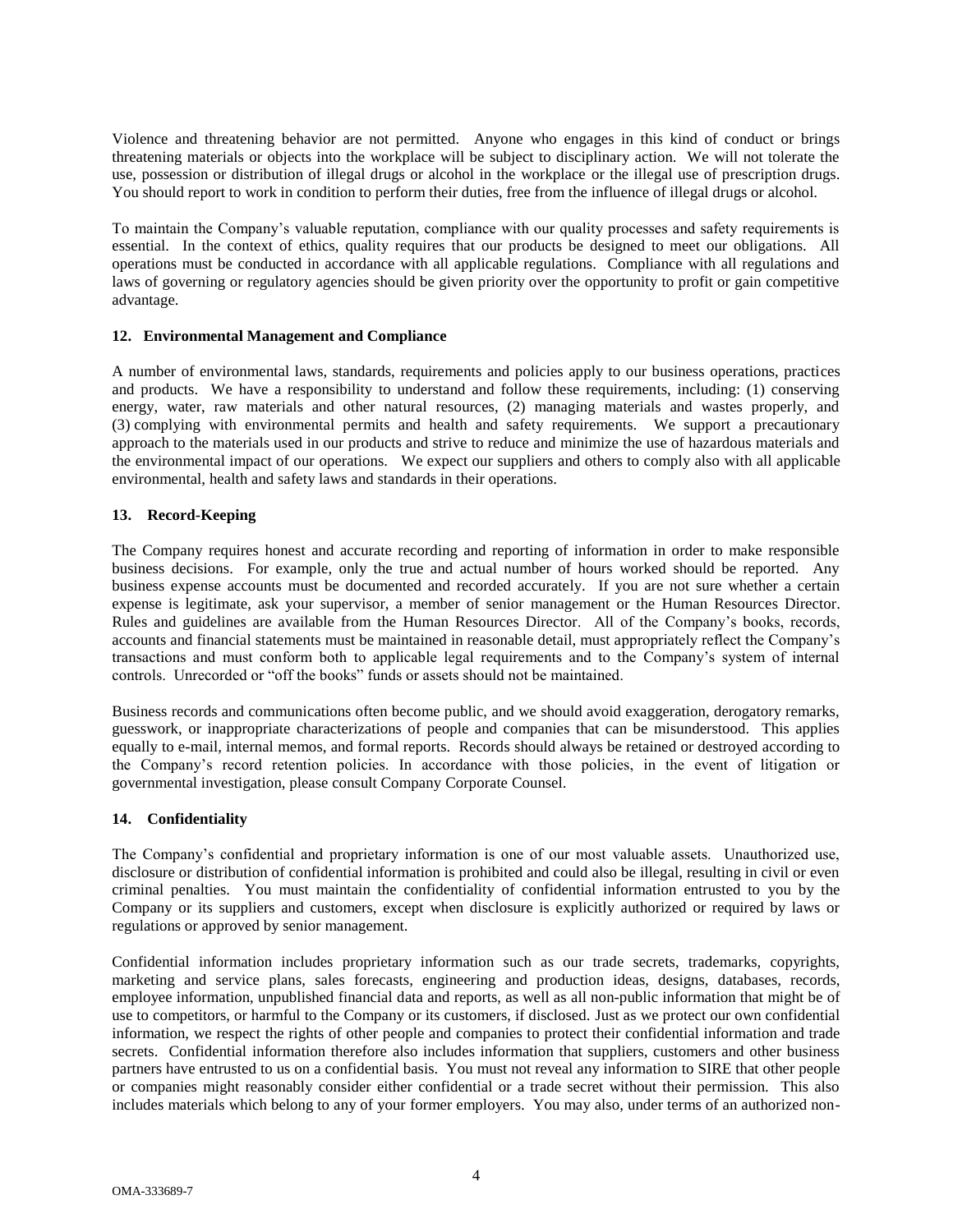Violence and threatening behavior are not permitted. Anyone who engages in this kind of conduct or brings threatening materials or objects into the workplace will be subject to disciplinary action. We will not tolerate the use, possession or distribution of illegal drugs or alcohol in the workplace or the illegal use of prescription drugs. You should report to work in condition to perform their duties, free from the influence of illegal drugs or alcohol.

To maintain the Company's valuable reputation, compliance with our quality processes and safety requirements is essential. In the context of ethics, quality requires that our products be designed to meet our obligations. All operations must be conducted in accordance with all applicable regulations. Compliance with all regulations and laws of governing or regulatory agencies should be given priority over the opportunity to profit or gain competitive advantage.

**12. Environmental Management and Compliance**

A number of environmental laws, standards, requirements and policies apply to our business operations, practices and products. We have a responsibility to understand and follow these requirements, including: (1) conserving energy, water, raw materials and other natural resources, (2) managing materials and wastes properly, and (3) complying with environmental permits and health and safety requirements. We support a precautionary approach to the materials used in our products and strive to reduce and minimize the use of hazardous materials and the environmental impact of our operations. We expect our suppliers and others to comply also with all applicable environmental, health and safety laws and standards in their operations.

**13. Record-Keeping**

The Company requires honest and accurate recording and reporting of information in order to make responsible business decisions. For example, only the true and actual number of hours worked should be reported. Any business expense accounts must be documented and recorded accurately. If you are not sure whether a certain expense is legitimate, ask your supervisor, a member of senior management or the Human Resources Director. Rules and guidelines are available from the Human Resources Director. All of the Company's books, records, accounts and financial statements must be maintained in reasonable detail, must appropriately reflect the Company's transactions and must conform both to applicable legal requirements and to the Company's system of internal controls. Unrecorded or "off the books" funds or assets should not be maintained.

Business records and communications often become public, and we should avoid exaggeration, derogatory remarks, guesswork, or inappropriate characterizations of people and companies that can be misunderstood. This applies equally to e-mail, internal memos, and formal reports. Records should always be retained or destroyed according to the Company's record retention policies. In accordance with those policies, in the event of litigation or governmental investigation, please consult Company Corporate Counsel.

**14. Confidentiality**

The Company's confidential and proprietary information is one of our most valuable assets. Unauthorized use, disclosure or distribution of confidential information is prohibited and could also be illegal, resulting in civil or even criminal penalties. You must maintain the confidentiality of confidential information entrusted to you by the Company or its suppliers and customers, except when disclosure is explicitly authorized or required by laws or regulations or approved by senior management.

Confidential information includes proprietary information such as our trade secrets, trademarks, copyrights, marketing and service plans, sales forecasts, engineering and production ideas, designs, databases, records, employee information, unpublished financial data and reports, as well as all non-public information that might be of use to competitors, or harmful to the Company or its customers, if disclosed. Just as we protect our own confidential information, we respect the rights of other people and companies to protect their confidential information and trade secrets. Confidential information therefore also includes information that suppliers, customers and other business partners have entrusted to us on a confidential basis. You must not reveal any information to SIRE that other people or companies might reasonably consider either confidential or a trade secret without their permission. This also includes materials which belong to any of your former employers. You may also, under terms of an authorized non-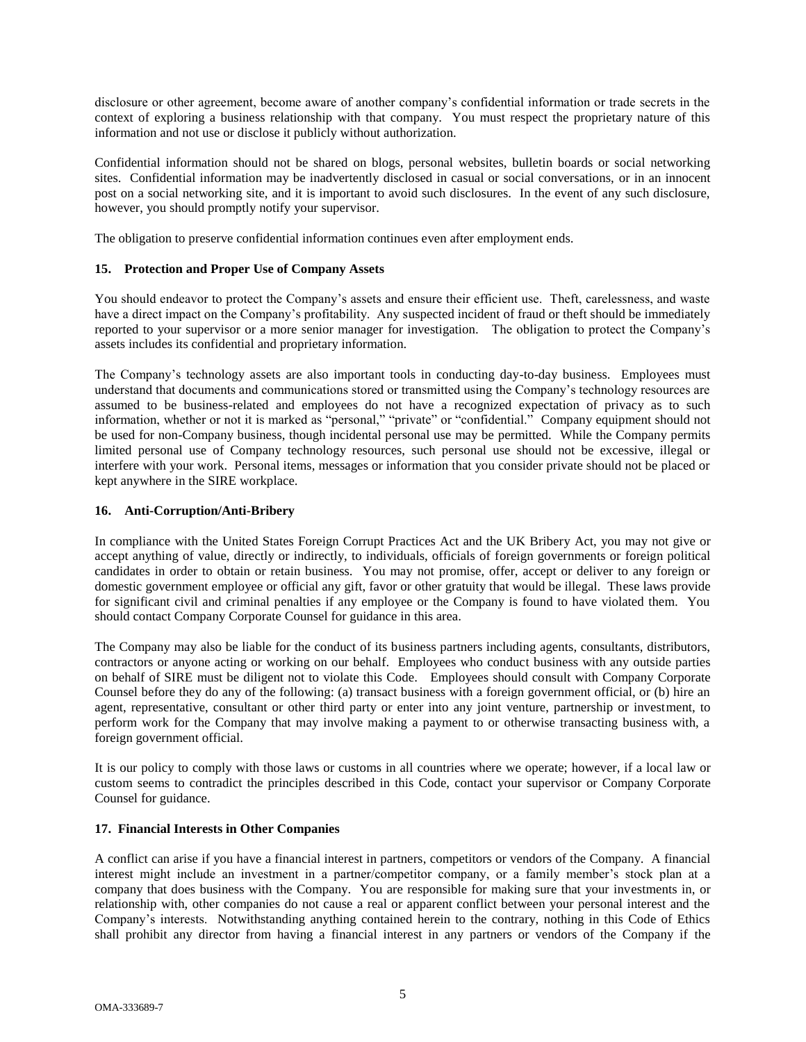disclosure or other agreement, become aware of another company's confidential information or trade secrets in the context of exploring a business relationship with that company. You must respect the proprietary nature of this information and not use or disclose it publicly without authorization.

Confidential information should not be shared on blogs, personal websites, bulletin boards or social networking sites. Confidential information may be inadvertently disclosed in casual or social conversations, or in an innocent post on a social networking site, and it is important to avoid such disclosures. In the event of any such disclosure, however, you should promptly notify your supervisor.

The obligation to preserve confidential information continues even after employment ends.

**15. Protection and Proper Use of Company Assets**

You should endeavor to protect the Company's assets and ensure their efficient use. Theft, carelessness, and waste have a direct impact on the Company's profitability. Any suspected incident of fraud or theft should be immediately reported to your supervisor or a more senior manager for investigation. The obligation to protect the Company's assets includes its confidential and proprietary information.

The Company's technology assets are also important tools in conducting day-to-day business. Employees must understand that documents and communications stored or transmitted using the Company's technology resources are assumed to be business-related and employees do not have a recognized expectation of privacy as to such information, whether or not it is marked as "personal," "private" or "confidential." Company equipment should not be used for non-Company business, though incidental personal use may be permitted. While the Company permits limited personal use of Company technology resources, such personal use should not be excessive, illegal or interfere with your work. Personal items, messages or information that you consider private should not be placed or kept anywhere in the SIRE workplace.

**16. Anti-Corruption/Anti-Bribery**

In compliance with the United States Foreign Corrupt Practices Act and the UK Bribery Act, you may not give or accept anything of value, directly or indirectly, to individuals, officials of foreign governments or foreign political candidates in order to obtain or retain business. You may not promise, offer, accept or deliver to any foreign or domestic government employee or official any gift, favor or other gratuity that would be illegal. These laws provide for significant civil and criminal penalties if any employee or the Company is found to have violated them. You should contact Company Corporate Counsel for guidance in this area.

The Company may also be liable for the conduct of its business partners including agents, consultants, distributors, contractors or anyone acting or working on our behalf. Employees who conduct business with any outside parties on behalf of SIRE must be diligent not to violate this Code. Employees should consult with Company Corporate Counsel before they do any of the following: (a) transact business with a foreign government official, or (b) hire an agent, representative, consultant or other third party or enter into any joint venture, partnership or investment, to perform work for the Company that may involve making a payment to or otherwise transacting business with, a foreign government official.

It is our policy to comply with those laws or customs in all countries where we operate; however, if a local law or custom seems to contradict the principles described in this Code, contact your supervisor or Company Corporate Counsel for guidance.

**17. Financial Interests in Other Companies**

A conflict can arise if you have a financial interest in partners, competitors or vendors of the Company. A financial interest might include an investment in a partner/competitor company, or a family member's stock plan at a company that does business with the Company. You are responsible for making sure that your investments in, or relationship with, other companies do not cause a real or apparent conflict between your personal interest and the Company's interests. Notwithstanding anything contained herein to the contrary, nothing in this Code of Ethics shall prohibit any director from having a financial interest in any partners or vendors of the Company if the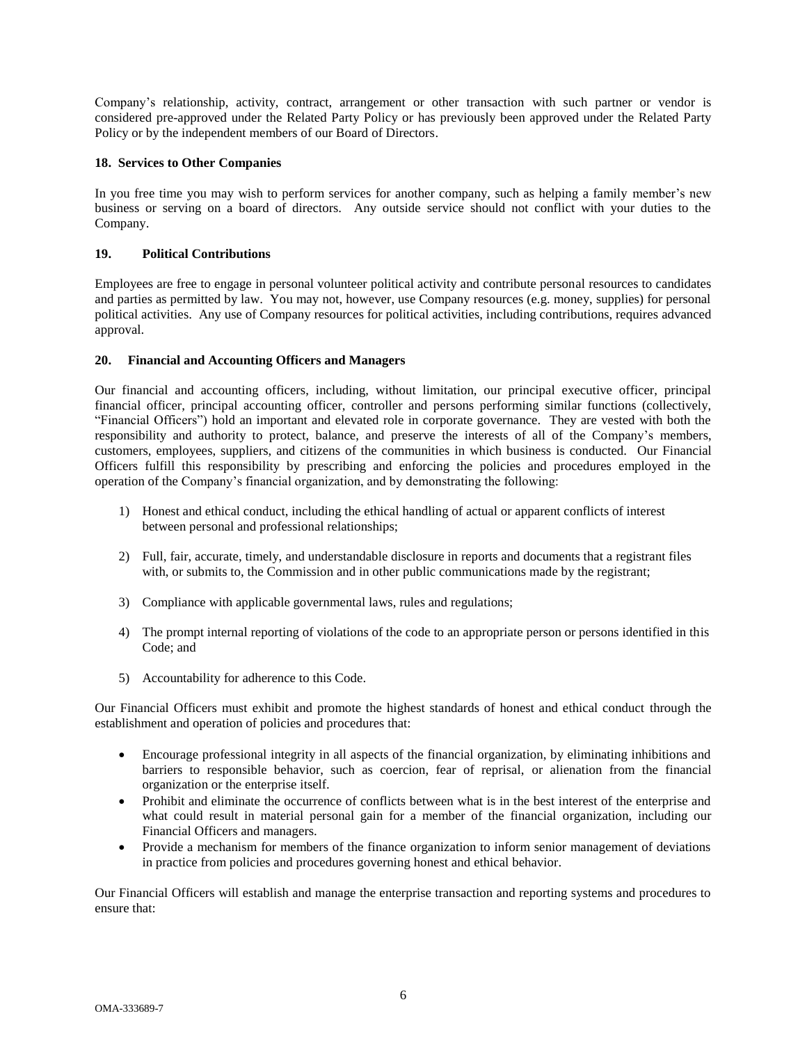Company's relationship, activity, contract, arrangement or other transaction with such partner or vendor is considered pre-approved under the Related Party Policy or has previously been approved under the Related Party Policy or by the independent members of our Board of Directors.

**18. Services to Other Companies**

In you free time you may wish to perform services for another company, such as helping a family member's new business or serving on a board of directors. Any outside service should not conflict with your duties to the Company.

**19. Political Contributions**

Employees are free to engage in personal volunteer political activity and contribute personal resources to candidates and parties as permitted by law. You may not, however, use Company resources (e.g. money, supplies) for personal political activities. Any use of Company resources for political activities, including contributions, requires advanced approval.

**20. Financial and Accounting Officers and Managers**

Our financial and accounting officers, including, without limitation, our principal executive officer, principal financial officer, principal accounting officer, controller and persons performing similar functions (collectively, "Financial Officers") hold an important and elevated role in corporate governance. They are vested with both the responsibility and authority to protect, balance, and preserve the interests of all of the Company's members, customers, employees, suppliers, and citizens of the communities in which business is conducted. Our Financial Officers fulfill this responsibility by prescribing and enforcing the policies and procedures employed in the operation of the Company's financial organization, and by demonstrating the following:

1) Honest and ethical conduct, including the ethical handling of actual or apparent conflicts of interest between personal and professional relationships;

2) Full, fair, accurate, timely, and understandable disclosure in reports and documents that a registrant files with, or submits to, the Commission and in other public communications made by the registrant;

3) Compliance with applicable governmental laws, rules and regulations;

4) The prompt internal reporting of violations of the code to an appropriate person or persons identified in this Code; and

5) Accountability for adherence to this Code.

Our Financial Officers must exhibit and promote the highest standards of honest and ethical conduct through the establishment and operation of policies and procedures that:

- Encourage professional integrity in all aspects of the financial organization, by eliminating inhibitions and barriers to responsible behavior, such as coercion, fear of reprisal, or alienation from the financial organization or the enterprise itself.
- Prohibit and eliminate the occurrence of conflicts between what is in the best interest of the enterprise and what could result in material personal gain for a member of the financial organization, including our Financial Officers and managers.
- Provide a mechanism for members of the finance organization to inform senior management of deviations in practice from policies and procedures governing honest and ethical behavior.

Our Financial Officers will establish and manage the enterprise transaction and reporting systems and procedures to ensure that: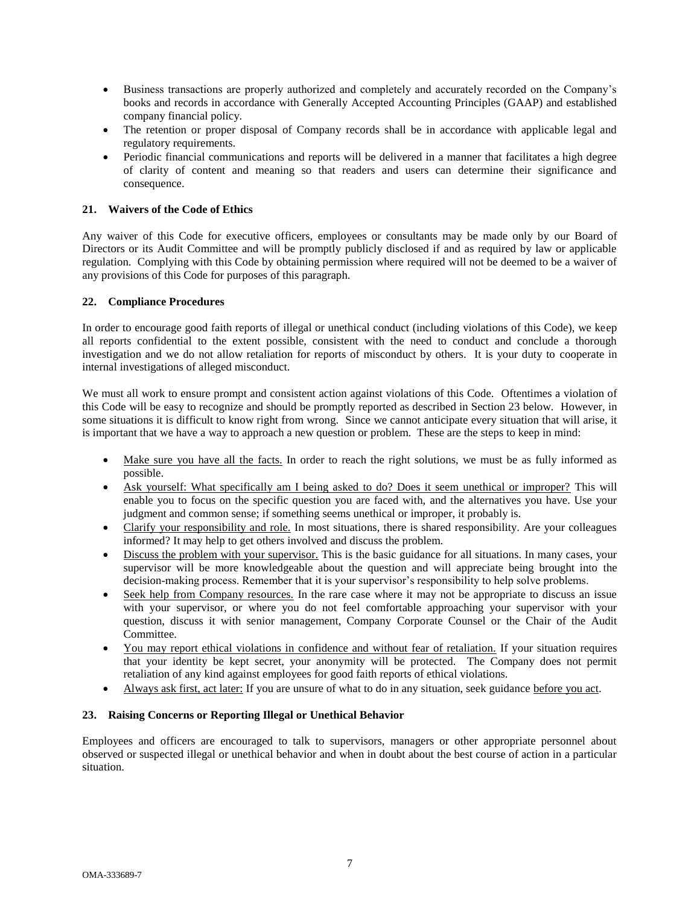- Business transactions are properly authorized and completely and accurately recorded on the Company's books and records in accordance with Generally Accepted Accounting Principles (GAAP) and established company financial policy.
- The retention or proper disposal of Company records shall be in accordance with applicable legal and regulatory requirements.
- Periodic financial communications and reports will be delivered in a manner that facilitates a high degree of clarity of content and meaning so that readers and users can determine their significance and consequence.

**21. Waivers of the Code of Ethics**

Any waiver of this Code for executive officers, employees or consultants may be made only by our Board of Directors or its Audit Committee and will be promptly publicly disclosed if and as required by law or applicable regulation. Complying with this Code by obtaining permission where required will not be deemed to be a waiver of any provisions of this Code for purposes of this paragraph.

**22. Compliance Procedures**

In order to encourage good faith reports of illegal or unethical conduct (including violations of this Code), we keep all reports confidential to the extent possible, consistent with the need to conduct and conclude a thorough investigation and we do not allow retaliation for reports of misconduct by others. It is your duty to cooperate in internal investigations of alleged misconduct.

We must all work to ensure prompt and consistent action against violations of this Code. Oftentimes a violation of this Code will be easy to recognize and should be promptly reported as described in Section 23 below. However, in some situations it is difficult to know right from wrong. Since we cannot anticipate every situation that will arise, it is important that we have a way to approach a new question or problem. These are the steps to keep in mind:

- <u>Make sure you have all the facts.</u> In order to reach the right solutions, we must be as fully informed as possible.
- <u>Ask yourself: What specifically am I being asked to do? Does it seem unethical or improper?</u> This will enable you to focus on the specific question you are faced with, and the alternatives you have. Use your judgment and common sense; if something seems unethical or improper, it probably is.
- <u>Clarify your responsibility and role.</u> In most situations, there is shared responsibility. Are your colleagues informed? It may help to get others involved and discuss the problem.
- <u>Discuss the problem with your supervisor.</u> This is the basic guidance for all situations. In many cases, your supervisor will be more knowledgeable about the question and will appreciate being brought into the decision-making process. Remember that it is your supervisor's responsibility to help solve problems.
- <u>Seek help from Company resources.</u> In the rare case where it may not be appropriate to discuss an issue with your supervisor, or where you do not feel comfortable approaching your supervisor with your question, discuss it with senior management, Company Corporate Counsel or the Chair of the Audit Committee.
- <u>You may report ethical violations in confidence and without fear of retaliation.</u> If your situation requires that your identity be kept secret, your anonymity will be protected. The Company does not permit retaliation of any kind against employees for good faith reports of ethical violations.
- <u>Always ask first, act later:</u> If you are unsure of what to do in any situation, seek guidance <u>before you act</u>.

**23. Raising Concerns or Reporting Illegal or Unethical Behavior**

Employees and officers are encouraged to talk to supervisors, managers or other appropriate personnel about observed or suspected illegal or unethical behavior and when in doubt about the best course of action in a particular situation.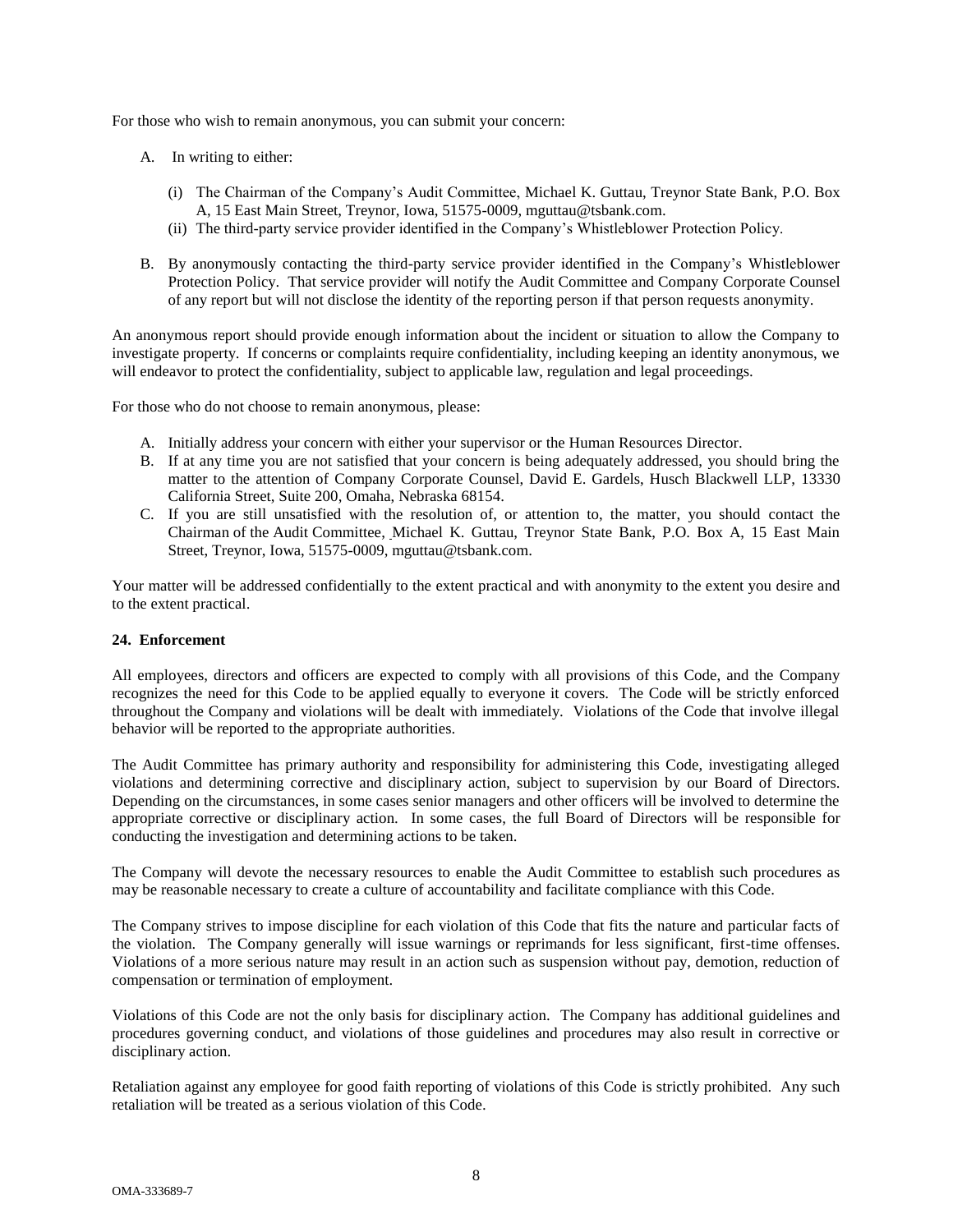For those who wish to remain anonymous, you can submit your concern:

A. In writing to either:

   (i) The Chairman of the Company's Audit Committee, Michael K. Guttau, Treynor State Bank, P.O. Box A, 15 East Main Street, Treynor, Iowa, 51575-0009, mguttau@tsbank.com.

   (ii) The third-party service provider identified in the Company's Whistleblower Protection Policy.

B. By anonymously contacting the third-party service provider identified in the Company's Whistleblower Protection Policy. That service provider will notify the Audit Committee and Company Corporate Counsel of any report but will not disclose the identity of the reporting person if that person requests anonymity.

An anonymous report should provide enough information about the incident or situation to allow the Company to investigate property. If concerns or complaints require confidentiality, including keeping an identity anonymous, we will endeavor to protect the confidentiality, subject to applicable law, regulation and legal proceedings.

For those who do not choose to remain anonymous, please:

A. Initially address your concern with either your supervisor or the Human Resources Director.
B. If at any time you are not satisfied that your concern is being adequately addressed, you should bring the matter to the attention of Company Corporate Counsel, David E. Gardels, Husch Blackwell LLP, 13330 California Street, Suite 200, Omaha, Nebraska 68154.
C. If you are still unsatisfied with the resolution of, or attention to, the matter, you should contact the Chairman of the Audit Committee, Michael K. Guttau, Treynor State Bank, P.O. Box A, 15 East Main Street, Treynor, Iowa, 51575-0009, mguttau@tsbank.com.

Your matter will be addressed confidentially to the extent practical and with anonymity to the extent you desire and to the extent practical.

**24. Enforcement**

All employees, directors and officers are expected to comply with all provisions of this Code, and the Company recognizes the need for this Code to be applied equally to everyone it covers. The Code will be strictly enforced throughout the Company and violations will be dealt with immediately. Violations of the Code that involve illegal behavior will be reported to the appropriate authorities.

The Audit Committee has primary authority and responsibility for administering this Code, investigating alleged violations and determining corrective and disciplinary action, subject to supervision by our Board of Directors. Depending on the circumstances, in some cases senior managers and other officers will be involved to determine the appropriate corrective or disciplinary action. In some cases, the full Board of Directors will be responsible for conducting the investigation and determining actions to be taken.

The Company will devote the necessary resources to enable the Audit Committee to establish such procedures as may be reasonable necessary to create a culture of accountability and facilitate compliance with this Code.

The Company strives to impose discipline for each violation of this Code that fits the nature and particular facts of the violation. The Company generally will issue warnings or reprimands for less significant, first-time offenses. Violations of a more serious nature may result in an action such as suspension without pay, demotion, reduction of compensation or termination of employment.

Violations of this Code are not the only basis for disciplinary action. The Company has additional guidelines and procedures governing conduct, and violations of those guidelines and procedures may also result in corrective or disciplinary action.

Retaliation against any employee for good faith reporting of violations of this Code is strictly prohibited. Any such retaliation will be treated as a serious violation of this Code.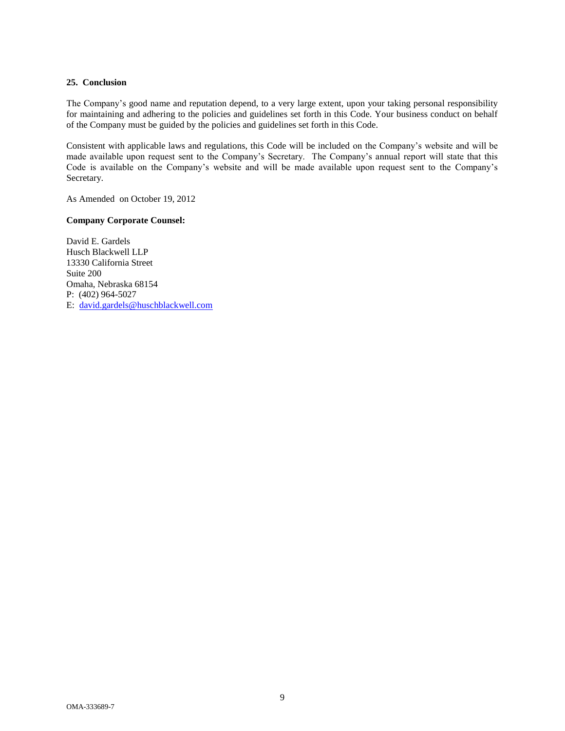## 25. Conclusion

The Company's good name and reputation depend, to a very large extent, upon your taking personal responsibility for maintaining and adhering to the policies and guidelines set forth in this Code. Your business conduct on behalf of the Company must be guided by the policies and guidelines set forth in this Code.

Consistent with applicable laws and regulations, this Code will be included on the Company's website and will be made available upon request sent to the Company's Secretary. The Company's annual report will state that this Code is available on the Company's website and will be made available upon request sent to the Company's Secretary.

As Amended on October 19, 2012

**Company Corporate Counsel:**

David E. Gardels
Husch Blackwell LLP
13330 California Street
Suite 200
Omaha, Nebraska 68154
P: (402) 964-5027
E: david.gardels@huschblackwell.com

OMA-333689-7